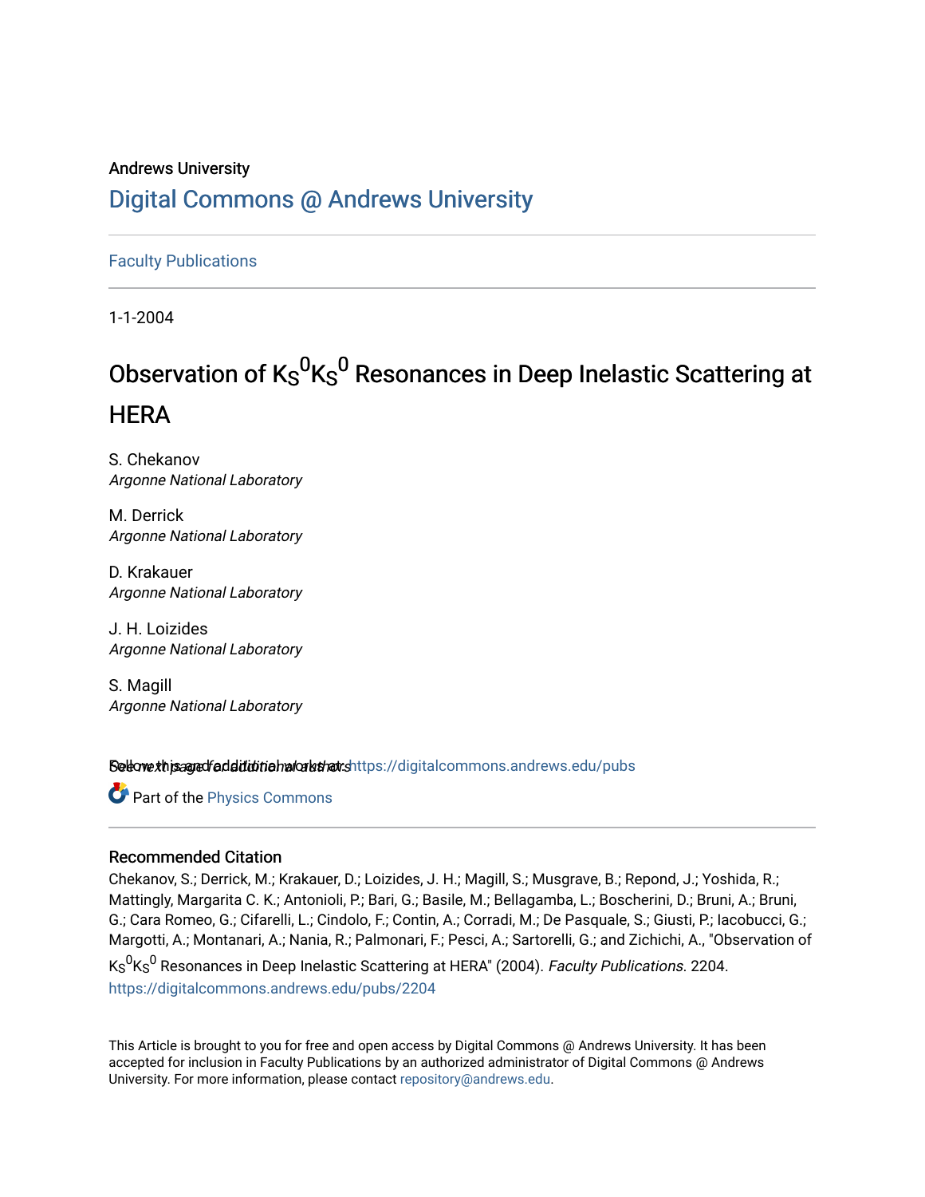Andrews University

# Digital Commons @ Andrews University

Faculty Publications

1-1-2004

# Observation of $K_S^0 K_S^0$ Resonances in Deep Inelastic Scattering at HERA

S. Chekanov
*Argonne National Laboratory*

M. Derrick
*Argonne National Laboratory*

D. Krakauer
*Argonne National Laboratory*

J. H. Loizides
*Argonne National Laboratory*

S. Magill
*Argonne National Laboratory*

See next page for additional authors

Follow this and additional works at: https://digitalcommons.andrews.edu/pubs

Part of the Physics Commons

## Recommended Citation

Chekanov, S.; Derrick, M.; Krakauer, D.; Loizides, J. H.; Magill, S.; Musgrave, B.; Repond, J.; Yoshida, R.; Mattingly, Margarita C. K.; Antonioli, P.; Bari, G.; Basile, M.; Bellagamba, L.; Boscherini, D.; Bruni, A.; Bruni, G.; Cara Romeo, G.; Cifarelli, L.; Cindolo, F.; Contin, A.; Corradi, M.; De Pasquale, S.; Giusti, P.; Iacobucci, G.; Margotti, A.; Montanari, A.; Nania, R.; Palmonari, F.; Pesci, A.; Sartorelli, G.; and Zichichi, A., "Observation of $K_S^0 K_S^0$ Resonances in Deep Inelastic Scattering at HERA" (2004). *Faculty Publications*. 2204.
https://digitalcommons.andrews.edu/pubs/2204

This Article is brought to you for free and open access by Digital Commons @ Andrews University. It has been accepted for inclusion in Faculty Publications by an authorized administrator of Digital Commons @ Andrews University. For more information, please contact repository@andrews.edu.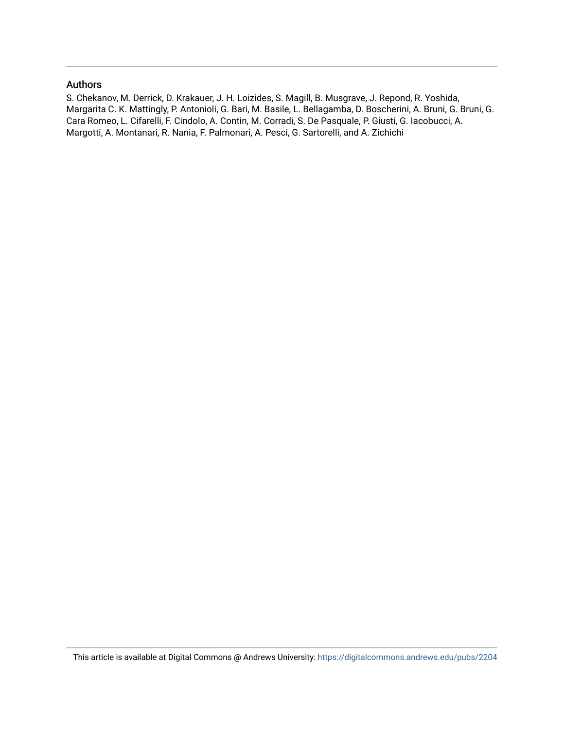## Authors

S. Chekanov, M. Derrick, D. Krakauer, J. H. Loizides, S. Magill, B. Musgrave, J. Repond, R. Yoshida, Margarita C. K. Mattingly, P. Antonioli, G. Bari, M. Basile, L. Bellagamba, D. Boscherini, A. Bruni, G. Bruni, G. Cara Romeo, L. Cifarelli, F. Cindolo, A. Contin, M. Corradi, S. De Pasquale, P. Giusti, G. Iacobucci, A. Margotti, A. Montanari, R. Nania, F. Palmonari, A. Pesci, G. Sartorelli, and A. Zichichi

This article is available at Digital Commons @ Andrews University: https://digitalcommons.andrews.edu/pubs/2204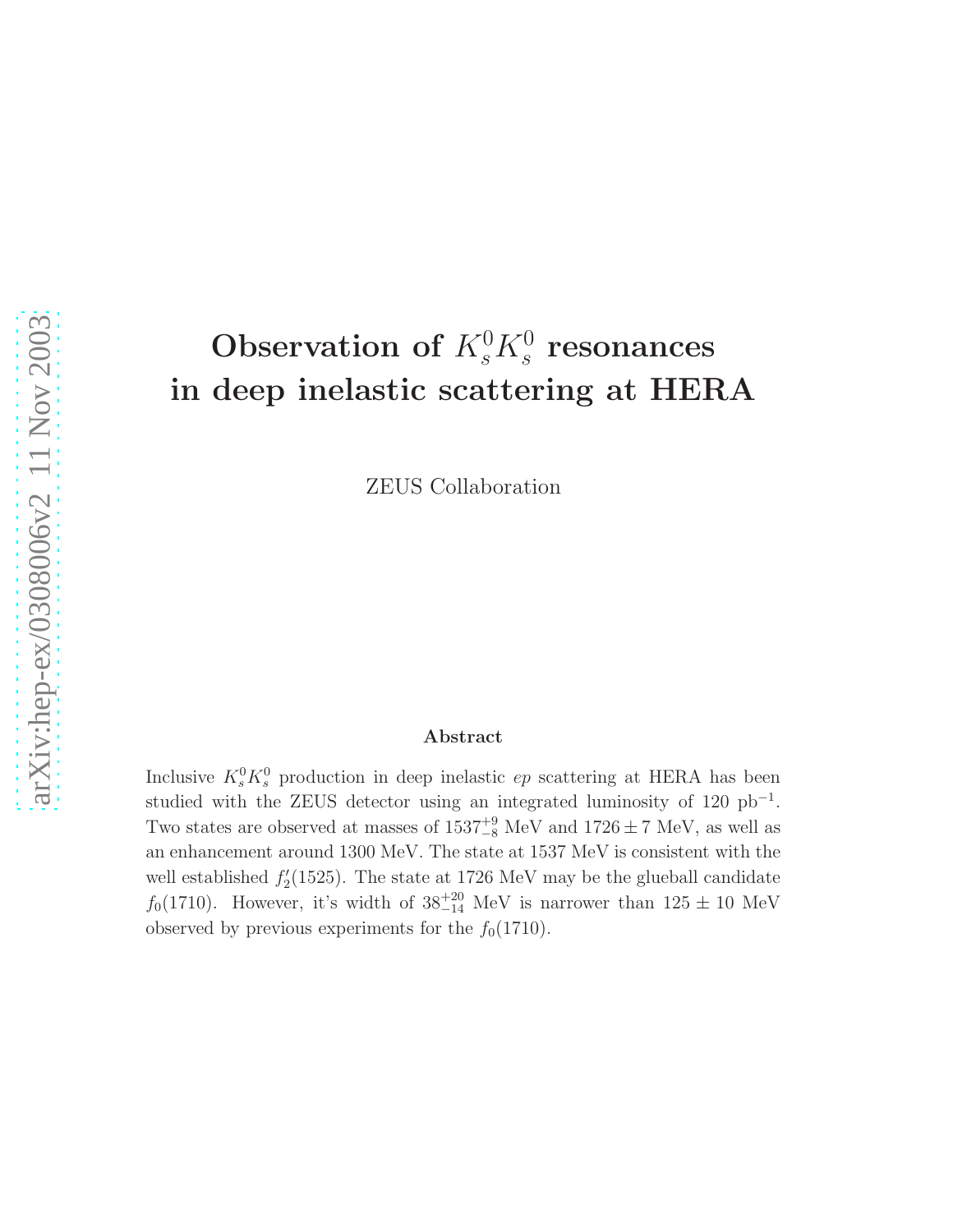# Observation of $K_s^0 K_s^0$ resonances in deep inelastic scattering at HERA

ZEUS Collaboration

### Abstract

Inclusive $K_s^0 K_s^0$ production in deep inelastic $ep$ scattering at HERA has been studied with the ZEUS detector using an integrated luminosity of 120 pb$^{-1}$. Two states are observed at masses of $1537^{+9}_{-8}$ MeV and $1726 \pm 7$ MeV, as well as an enhancement around 1300 MeV. The state at 1537 MeV is consistent with the well established $f_2'(1525)$. The state at 1726 MeV may be the glueball candidate $f_0(1710)$. However, it's width of $38^{+20}_{-14}$ MeV is narrower than $125 \pm 10$ MeV observed by previous experiments for the $f_0(1710)$.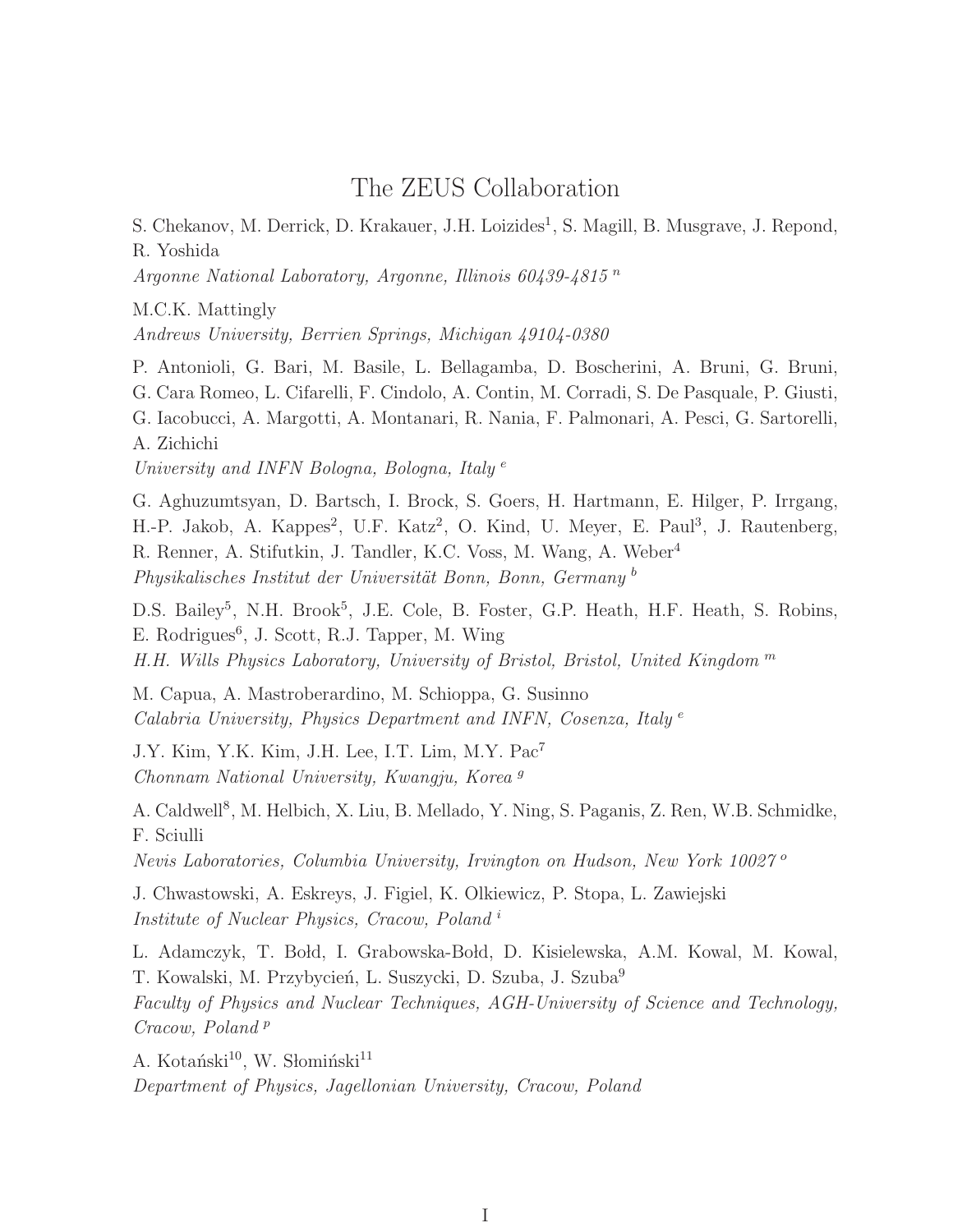# The ZEUS Collaboration

S. Chekanov, M. Derrick, D. Krakauer, J.H. Loizides[1], S. Magill, B. Musgrave, J. Repond, R. Yoshida

*Argonne National Laboratory, Argonne, Illinois 60439-4815* [n]

M.C.K. Mattingly

*Andrews University, Berrien Springs, Michigan 49104-0380*

P. Antonioli, G. Bari, M. Basile, L. Bellagamba, D. Boscherini, A. Bruni, G. Bruni, G. Cara Romeo, L. Cifarelli, F. Cindolo, A. Contin, M. Corradi, S. De Pasquale, P. Giusti, G. Iacobucci, A. Margotti, A. Montanari, R. Nania, F. Palmonari, A. Pesci, G. Sartorelli, A. Zichichi

*University and INFN Bologna, Bologna, Italy* [e]

G. Aghuzumtsyan, D. Bartsch, I. Brock, S. Goers, H. Hartmann, E. Hilger, P. Irrgang, H.-P. Jakob, A. Kappes[2], U.F. Katz[2], O. Kind, U. Meyer, E. Paul[3], J. Rautenberg, R. Renner, A. Stifutkin, J. Tandler, K.C. Voss, M. Wang, A. Weber[4]

*Physikalisches Institut der Universität Bonn, Bonn, Germany* [b]

D.S. Bailey[5], N.H. Brook[5], J.E. Cole, B. Foster, G.P. Heath, H.F. Heath, S. Robins, E. Rodrigues[6], J. Scott, R.J. Tapper, M. Wing

*H.H. Wills Physics Laboratory, University of Bristol, Bristol, United Kingdom* [m]

M. Capua, A. Mastroberardino, M. Schioppa, G. Susinno

*Calabria University, Physics Department and INFN, Cosenza, Italy* [e]

J.Y. Kim, Y.K. Kim, J.H. Lee, I.T. Lim, M.Y. Pac[7]

*Chonnam National University, Kwangju, Korea* [g]

A. Caldwell[8], M. Helbich, X. Liu, B. Mellado, Y. Ning, S. Paganis, Z. Ren, W.B. Schmidke, F. Sciulli

*Nevis Laboratories, Columbia University, Irvington on Hudson, New York 10027* [o]

J. Chwastowski, A. Eskreys, J. Figiel, K. Olkiewicz, P. Stopa, L. Zawiejski

*Institute of Nuclear Physics, Cracow, Poland* [i]

L. Adamczyk, T. Bołd, I. Grabowska-Bołd, D. Kisielewska, A.M. Kowal, M. Kowal, T. Kowalski, M. Przybycień, L. Suszycki, D. Szuba, J. Szuba[9]

*Faculty of Physics and Nuclear Techniques, AGH-University of Science and Technology, Cracow, Poland* [p]

A. Kotański[10], W. Słomiński[11]

*Department of Physics, Jagellonian University, Cracow, Poland*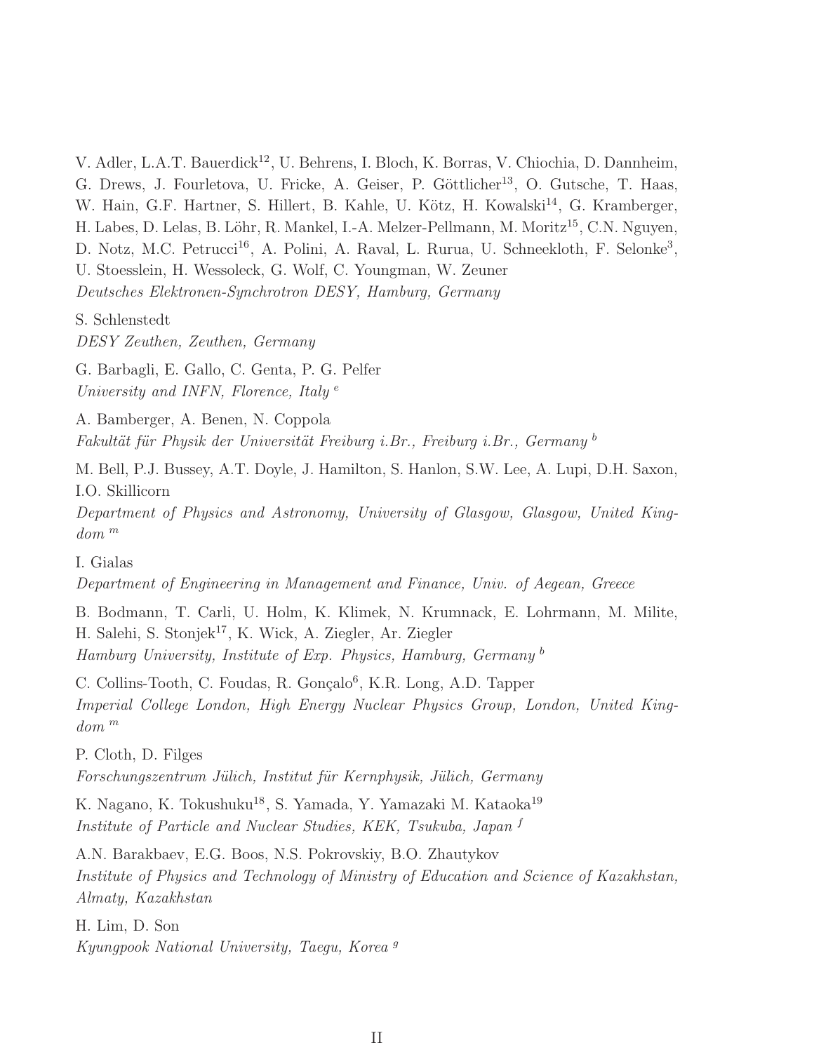V. Adler, L.A.T. Bauerdick[12], U. Behrens, I. Bloch, K. Borras, V. Chiochia, D. Dannheim, G. Drews, J. Fourletova, U. Fricke, A. Geiser, P. Göttlicher[13], O. Gutsche, T. Haas, W. Hain, G.F. Hartner, S. Hillert, B. Kahle, U. Kötz, H. Kowalski[14], G. Kramberger, H. Labes, D. Lelas, B. Löhr, R. Mankel, I.-A. Melzer-Pellmann, M. Moritz[15], C.N. Nguyen, D. Notz, M.C. Petrucci[16], A. Polini, A. Raval, L. Rurua, U. Schneekloth, F. Selonke[3], U. Stoesslein, H. Wessoleck, G. Wolf, C. Youngman, W. Zeuner
*Deutsches Elektronen-Synchrotron DESY, Hamburg, Germany*

S. Schlenstedt
*DESY Zeuthen, Zeuthen, Germany*

G. Barbagli, E. Gallo, C. Genta, P. G. Pelfer
*University and INFN, Florence, Italy* [e]

A. Bamberger, A. Benen, N. Coppola
*Fakultät für Physik der Universität Freiburg i.Br., Freiburg i.Br., Germany* [b]

M. Bell, P.J. Bussey, A.T. Doyle, J. Hamilton, S. Hanlon, S.W. Lee, A. Lupi, D.H. Saxon, I.O. Skillicorn
*Department of Physics and Astronomy, University of Glasgow, Glasgow, United Kingdom* [m]

I. Gialas
*Department of Engineering in Management and Finance, Univ. of Aegean, Greece*

B. Bodmann, T. Carli, U. Holm, K. Klimek, N. Krumnack, E. Lohrmann, M. Milite, H. Salehi, S. Stonjek[17], K. Wick, A. Ziegler, Ar. Ziegler
*Hamburg University, Institute of Exp. Physics, Hamburg, Germany* [b]

C. Collins-Tooth, C. Foudas, R. Gonçalo[6], K.R. Long, A.D. Tapper
*Imperial College London, High Energy Nuclear Physics Group, London, United Kingdom* [m]

P. Cloth, D. Filges
*Forschungszentrum Jülich, Institut für Kernphysik, Jülich, Germany*

K. Nagano, K. Tokushuku[18], S. Yamada, Y. Yamazaki M. Kataoka[19]
*Institute of Particle and Nuclear Studies, KEK, Tsukuba, Japan* [f]

A.N. Barakbaev, E.G. Boos, N.S. Pokrovskiy, B.O. Zhautykov
*Institute of Physics and Technology of Ministry of Education and Science of Kazakhstan, Almaty, Kazakhstan*

H. Lim, D. Son
*Kyungpook National University, Taegu, Korea* [g]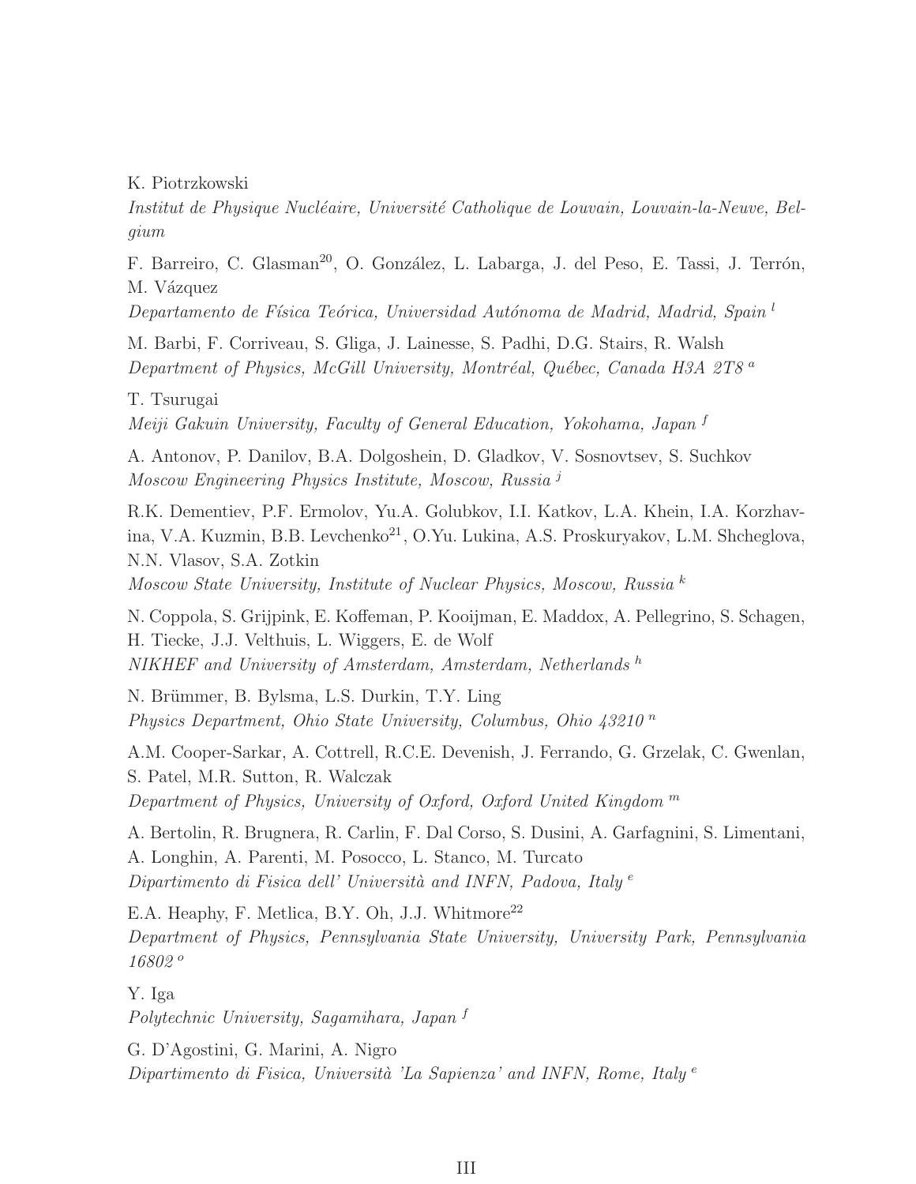K. Piotrzkowski
*Institut de Physique Nucléaire, Université Catholique de Louvain, Louvain-la-Neuve, Belgium*

F. Barreiro, C. Glasman[20], O. González, L. Labarga, J. del Peso, E. Tassi, J. Terrón, M. Vázquez
*Departamento de Física Teórica, Universidad Autónoma de Madrid, Madrid, Spain* [l]

M. Barbi, F. Corriveau, S. Gliga, J. Lainesse, S. Padhi, D.G. Stairs, R. Walsh
*Department of Physics, McGill University, Montréal, Québec, Canada H3A 2T8* [a]

T. Tsurugai
*Meiji Gakuin University, Faculty of General Education, Yokohama, Japan* [f]

A. Antonov, P. Danilov, B.A. Dolgoshein, D. Gladkov, V. Sosnovtsev, S. Suchkov
*Moscow Engineering Physics Institute, Moscow, Russia* [j]

R.K. Dementiev, P.F. Ermolov, Yu.A. Golubkov, I.I. Katkov, L.A. Khein, I.A. Korzhavina, V.A. Kuzmin, B.B. Levchenko[21], O.Yu. Lukina, A.S. Proskuryakov, L.M. Shcheglova, N.N. Vlasov, S.A. Zotkin
*Moscow State University, Institute of Nuclear Physics, Moscow, Russia* [k]

N. Coppola, S. Grijpink, E. Koffeman, P. Kooijman, E. Maddox, A. Pellegrino, S. Schagen, H. Tiecke, J.J. Velthuis, L. Wiggers, E. de Wolf
*NIKHEF and University of Amsterdam, Amsterdam, Netherlands* [h]

N. Brümmer, B. Bylsma, L.S. Durkin, T.Y. Ling
*Physics Department, Ohio State University, Columbus, Ohio 43210* [n]

A.M. Cooper-Sarkar, A. Cottrell, R.C.E. Devenish, J. Ferrando, G. Grzelak, C. Gwenlan, S. Patel, M.R. Sutton, R. Walczak
*Department of Physics, University of Oxford, Oxford United Kingdom* [m]

A. Bertolin, R. Brugnera, R. Carlin, F. Dal Corso, S. Dusini, A. Garfagnini, S. Limentani, A. Longhin, A. Parenti, M. Posocco, L. Stanco, M. Turcato
*Dipartimento di Fisica dell' Università and INFN, Padova, Italy* [e]

E.A. Heaphy, F. Metlica, B.Y. Oh, J.J. Whitmore[22]
*Department of Physics, Pennsylvania State University, University Park, Pennsylvania 16802* [o]

Y. Iga
*Polytechnic University, Sagamihara, Japan* [f]

G. D'Agostini, G. Marini, A. Nigro
*Dipartimento di Fisica, Università 'La Sapienza' and INFN, Rome, Italy* [e]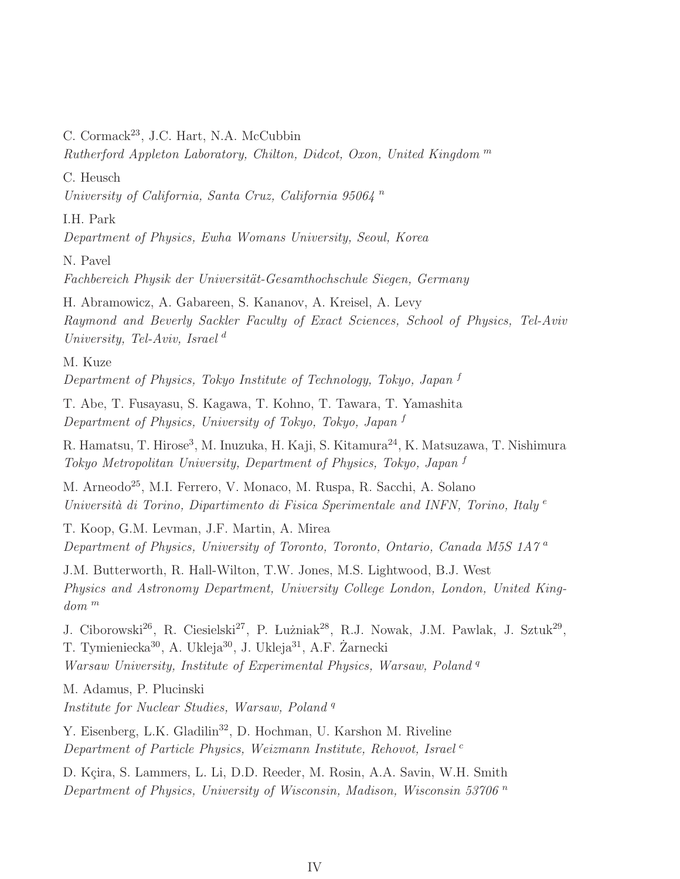C. Cormack[23], J.C. Hart, N.A. McCubbin
*Rutherford Appleton Laboratory, Chilton, Didcot, Oxon, United Kingdom* [m]

C. Heusch
*University of California, Santa Cruz, California 95064* [n]

I.H. Park
*Department of Physics, Ewha Womans University, Seoul, Korea*

N. Pavel
*Fachbereich Physik der Universität-Gesamthochschule Siegen, Germany*

H. Abramowicz, A. Gabareen, S. Kananov, A. Kreisel, A. Levy
*Raymond and Beverly Sackler Faculty of Exact Sciences, School of Physics, Tel-Aviv University, Tel-Aviv, Israel* [d]

M. Kuze
*Department of Physics, Tokyo Institute of Technology, Tokyo, Japan* [f]

T. Abe, T. Fusayasu, S. Kagawa, T. Kohno, T. Tawara, T. Yamashita
*Department of Physics, University of Tokyo, Tokyo, Japan* [f]

R. Hamatsu, T. Hirose[3], M. Inuzuka, H. Kaji, S. Kitamura[24], K. Matsuzawa, T. Nishimura
*Tokyo Metropolitan University, Department of Physics, Tokyo, Japan* [f]

M. Arneodo[25], M.I. Ferrero, V. Monaco, M. Ruspa, R. Sacchi, A. Solano
*Università di Torino, Dipartimento di Fisica Sperimentale and INFN, Torino, Italy* [e]

T. Koop, G.M. Levman, J.F. Martin, A. Mirea
*Department of Physics, University of Toronto, Toronto, Ontario, Canada M5S 1A7* [a]

J.M. Butterworth, R. Hall-Wilton, T.W. Jones, M.S. Lightwood, B.J. West
*Physics and Astronomy Department, University College London, London, United Kingdom* [m]

J. Ciborowski[26], R. Ciesielski[27], P. Łużniak[28], R.J. Nowak, J.M. Pawlak, J. Sztuk[29], T. Tymieniecka[30], A. Ukleja[30], J. Ukleja[31], A.F. Żarnecki
*Warsaw University, Institute of Experimental Physics, Warsaw, Poland* [q]

M. Adamus, P. Plucinski
*Institute for Nuclear Studies, Warsaw, Poland* [q]

Y. Eisenberg, L.K. Gladilin[32], D. Hochman, U. Karshon M. Riveline
*Department of Particle Physics, Weizmann Institute, Rehovot, Israel* [c]

D. Kçira, S. Lammers, L. Li, D.D. Reeder, M. Rosin, A.A. Savin, W.H. Smith
*Department of Physics, University of Wisconsin, Madison, Wisconsin 53706* [n]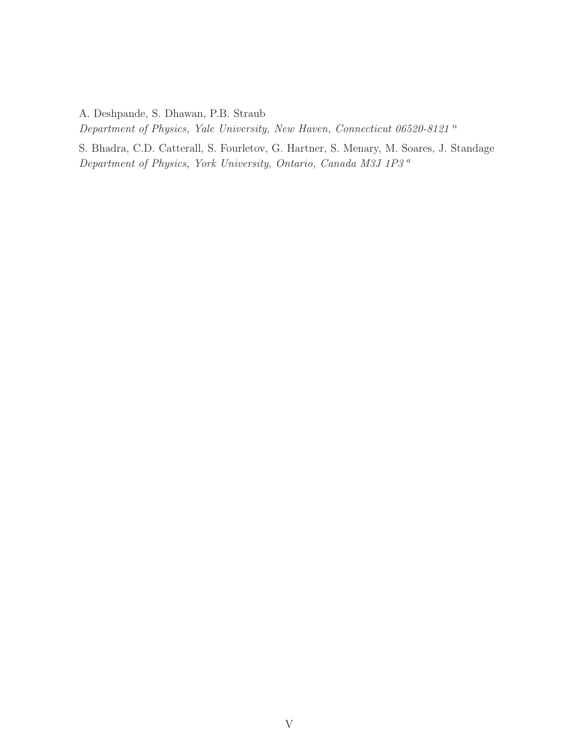A. Deshpande, S. Dhawan, P.B. Straub
*Department of Physics, Yale University, New Haven, Connecticut 06520-8121* [n]

S. Bhadra, C.D. Catterall, S. Fourletov, G. Hartner, S. Menary, M. Soares, J. Standage
*Department of Physics, York University, Ontario, Canada M3J 1P3* [a]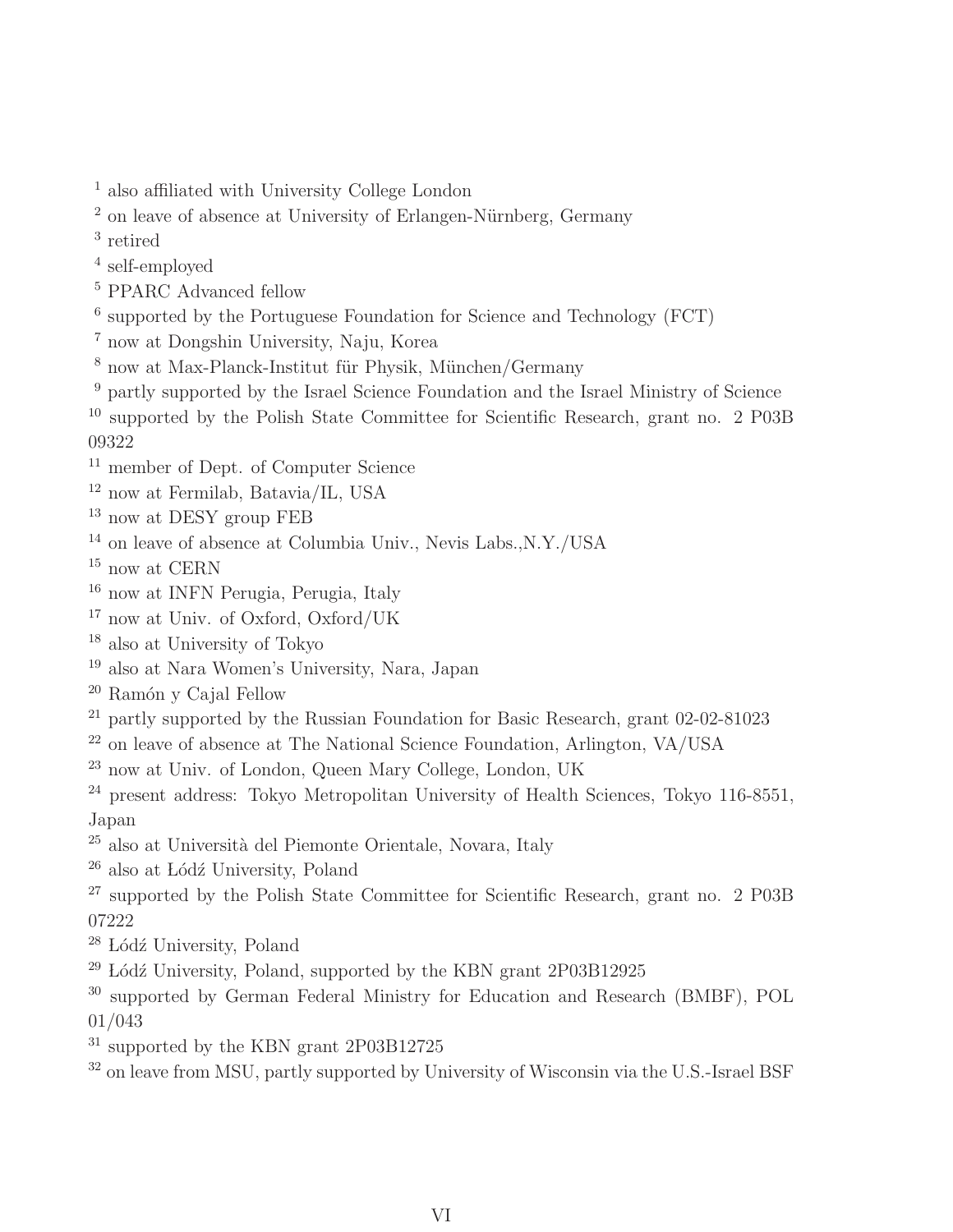[1] also affiliated with University College London

[2] on leave of absence at University of Erlangen-Nürnberg, Germany

[3] retired

[4] self-employed

[5] PPARC Advanced fellow

[6] supported by the Portuguese Foundation for Science and Technology (FCT)

[7] now at Dongshin University, Naju, Korea

[8] now at Max-Planck-Institut für Physik, München/Germany

[9] partly supported by the Israel Science Foundation and the Israel Ministry of Science

[10] supported by the Polish State Committee for Scientific Research, grant no. 2 P03B 09322

[11] member of Dept. of Computer Science

[12] now at Fermilab, Batavia/IL, USA

[13] now at DESY group FEB

[14] on leave of absence at Columbia Univ., Nevis Labs.,N.Y./USA

[15] now at CERN

[16] now at INFN Perugia, Perugia, Italy

[17] now at Univ. of Oxford, Oxford/UK

[18] also at University of Tokyo

[19] also at Nara Women's University, Nara, Japan

[20] Ramón y Cajal Fellow

[21] partly supported by the Russian Foundation for Basic Research, grant 02-02-81023

[22] on leave of absence at The National Science Foundation, Arlington, VA/USA

[23] now at Univ. of London, Queen Mary College, London, UK

[24] present address: Tokyo Metropolitan University of Health Sciences, Tokyo 116-8551, Japan

[25] also at Università del Piemonte Orientale, Novara, Italy

[26] also at Łódź University, Poland

[27] supported by the Polish State Committee for Scientific Research, grant no. 2 P03B 07222

[28] Łódź University, Poland

[29] Łódź University, Poland, supported by the KBN grant 2P03B12925

[30] supported by German Federal Ministry for Education and Research (BMBF), POL 01/043

[31] supported by the KBN grant 2P03B12725

[32] on leave from MSU, partly supported by University of Wisconsin via the U.S.-Israel BSF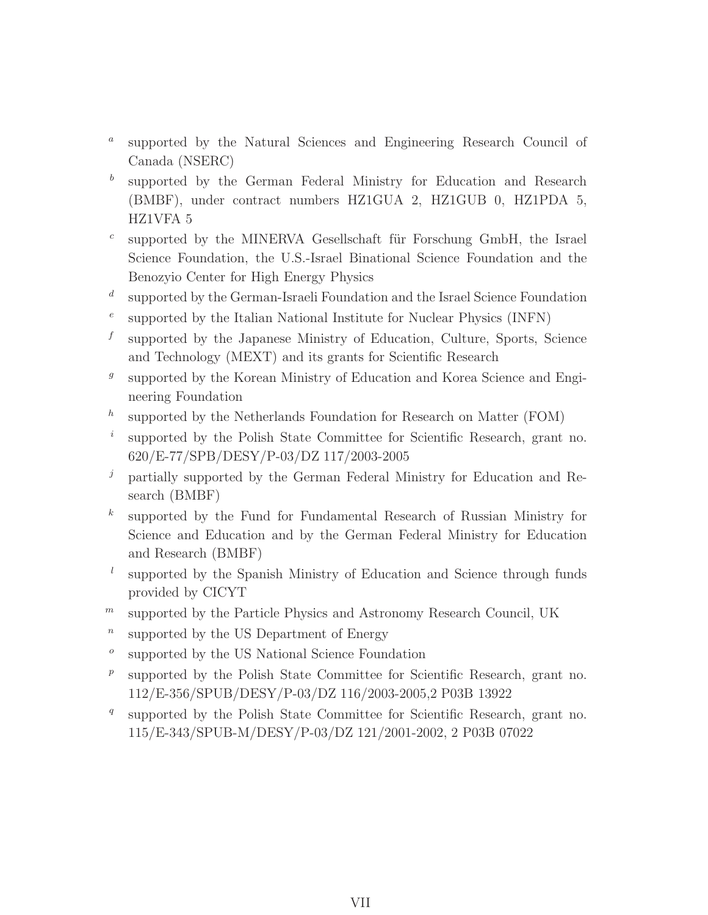[a] supported by the Natural Sciences and Engineering Research Council of Canada (NSERC)

[b] supported by the German Federal Ministry for Education and Research (BMBF), under contract numbers HZ1GUA 2, HZ1GUB 0, HZ1PDA 5, HZ1VFA 5

[c] supported by the MINERVA Gesellschaft für Forschung GmbH, the Israel Science Foundation, the U.S.-Israel Binational Science Foundation and the Benozyio Center for High Energy Physics

[d] supported by the German-Israeli Foundation and the Israel Science Foundation

[e] supported by the Italian National Institute for Nuclear Physics (INFN)

[f] supported by the Japanese Ministry of Education, Culture, Sports, Science and Technology (MEXT) and its grants for Scientific Research

[g] supported by the Korean Ministry of Education and Korea Science and Engineering Foundation

[h] supported by the Netherlands Foundation for Research on Matter (FOM)

[i] supported by the Polish State Committee for Scientific Research, grant no. 620/E-77/SPB/DESY/P-03/DZ 117/2003-2005

[j] partially supported by the German Federal Ministry for Education and Research (BMBF)

[k] supported by the Fund for Fundamental Research of Russian Ministry for Science and Education and by the German Federal Ministry for Education and Research (BMBF)

[l] supported by the Spanish Ministry of Education and Science through funds provided by CICYT

[m] supported by the Particle Physics and Astronomy Research Council, UK

[n] supported by the US Department of Energy

[o] supported by the US National Science Foundation

[p] supported by the Polish State Committee for Scientific Research, grant no. 112/E-356/SPUB/DESY/P-03/DZ 116/2003-2005,2 P03B 13922

[q] supported by the Polish State Committee for Scientific Research, grant no. 115/E-343/SPUB-M/DESY/P-03/DZ 121/2001-2002, 2 P03B 07022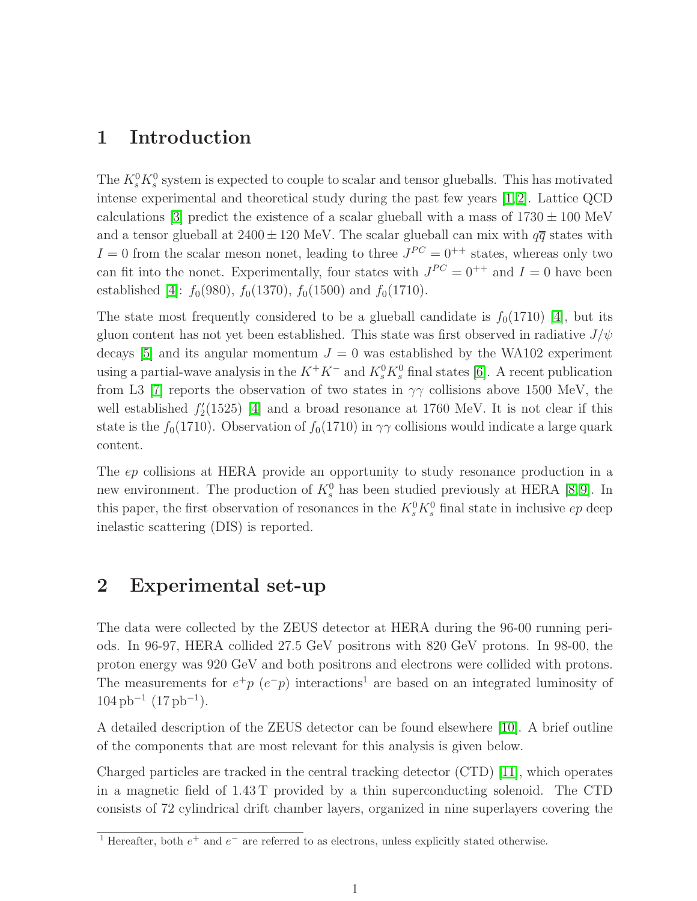# 1 Introduction

The $K_s^0 K_s^0$ system is expected to couple to scalar and tensor glueballs. This has motivated intense experimental and theoretical study during the past few years [1,2]. Lattice QCD calculations [3] predict the existence of a scalar glueball with a mass of $1730 \pm 100$ MeV and a tensor glueball at $2400 \pm 120$ MeV. The scalar glueball can mix with $q\overline{q}$ states with $I = 0$ from the scalar meson nonet, leading to three $J^{PC} = 0^{++}$ states, whereas only two can fit into the nonet. Experimentally, four states with $J^{PC} = 0^{++}$ and $I = 0$ have been established [4]: $f_0(980)$, $f_0(1370)$, $f_0(1500)$ and $f_0(1710)$.

The state most frequently considered to be a glueball candidate is $f_0(1710)$ [4], but its gluon content has not yet been established. This state was first observed in radiative $J/\psi$ decays [5] and its angular momentum $J = 0$ was established by the WA102 experiment using a partial-wave analysis in the $K^+K^-$ and $K_s^0 K_s^0$ final states [6]. A recent publication from L3 [7] reports the observation of two states in $\gamma\gamma$ collisions above 1500 MeV, the well established $f_2'(1525)$ [4] and a broad resonance at 1760 MeV. It is not clear if this state is the $f_0(1710)$. Observation of $f_0(1710)$ in $\gamma\gamma$ collisions would indicate a large quark content.

The $ep$ collisions at HERA provide an opportunity to study resonance production in a new environment. The production of $K_s^0$ has been studied previously at HERA [8,9]. In this paper, the first observation of resonances in the $K_s^0 K_s^0$ final state in inclusive $ep$ deep inelastic scattering (DIS) is reported.

# 2 Experimental set-up

The data were collected by the ZEUS detector at HERA during the 96-00 running periods. In 96-97, HERA collided 27.5 GeV positrons with 820 GeV protons. In 98-00, the proton energy was 920 GeV and both positrons and electrons were collided with protons. The measurements for $e^+p$ ($e^-p$) interactions[1] are based on an integrated luminosity of $104\,\text{pb}^{-1}$ ($17\,\text{pb}^{-1}$).

A detailed description of the ZEUS detector can be found elsewhere [10]. A brief outline of the components that are most relevant for this analysis is given below.

Charged particles are tracked in the central tracking detector (CTD) [11], which operates in a magnetic field of 1.43 T provided by a thin superconducting solenoid. The CTD consists of 72 cylindrical drift chamber layers, organized in nine superlayers covering the

[1] Hereafter, both $e^+$ and $e^-$ are referred to as electrons, unless explicitly stated otherwise.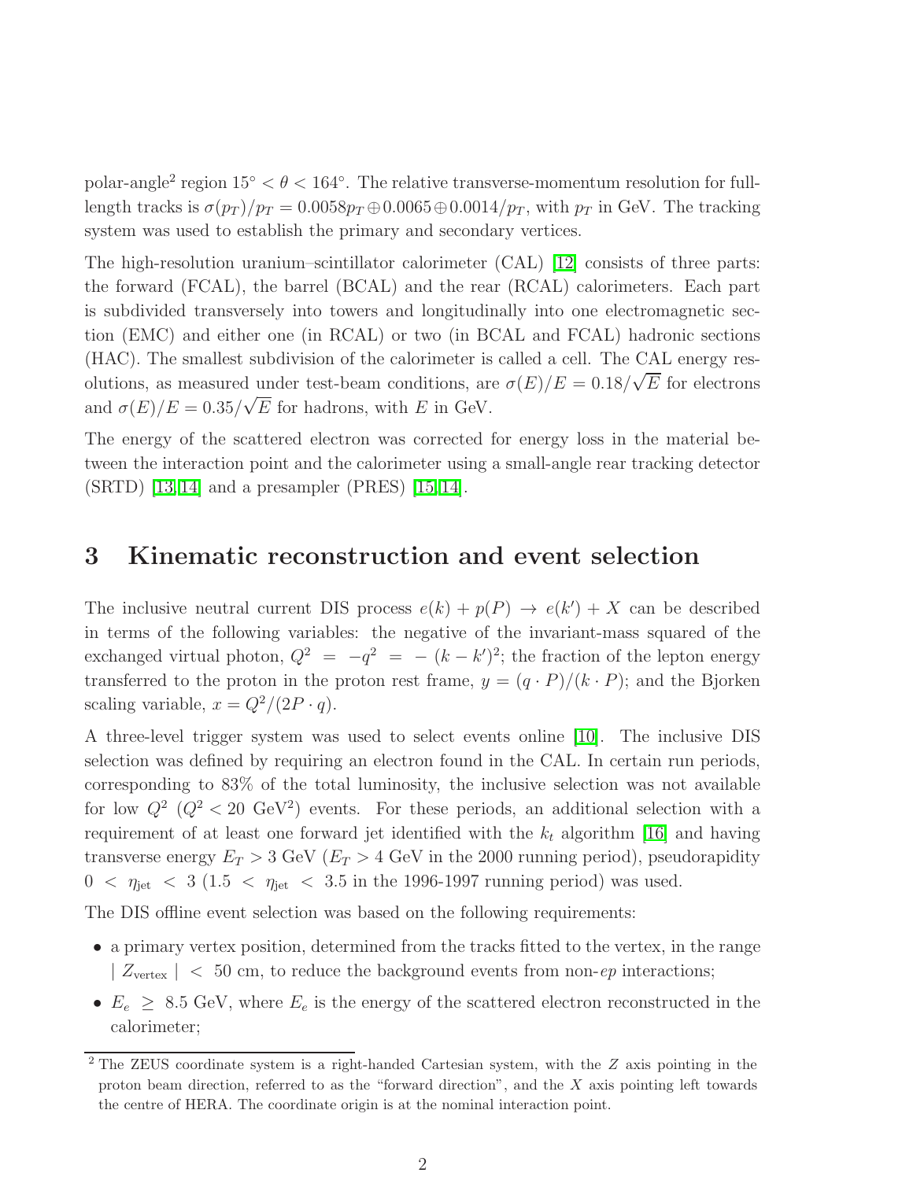polar-angle[2] region $15^\circ < \theta < 164^\circ$. The relative transverse-momentum resolution for full-length tracks is $\sigma(p_T)/p_T = 0.0058p_T \oplus 0.0065 \oplus 0.0014/p_T$, with $p_T$ in GeV. The tracking system was used to establish the primary and secondary vertices.

The high-resolution uranium–scintillator calorimeter (CAL) [12] consists of three parts: the forward (FCAL), the barrel (BCAL) and the rear (RCAL) calorimeters. Each part is subdivided transversely into towers and longitudinally into one electromagnetic section (EMC) and either one (in RCAL) or two (in BCAL and FCAL) hadronic sections (HAC). The smallest subdivision of the calorimeter is called a cell. The CAL energy resolutions, as measured under test-beam conditions, are $\sigma(E)/E = 0.18/\sqrt{E}$ for electrons and $\sigma(E)/E = 0.35/\sqrt{E}$ for hadrons, with $E$ in GeV.

The energy of the scattered electron was corrected for energy loss in the material between the interaction point and the calorimeter using a small-angle rear tracking detector (SRTD) [13,14] and a presampler (PRES) [15,14].

# 3 Kinematic reconstruction and event selection

The inclusive neutral current DIS process $e(k) + p(P) \rightarrow e(k') + X$ can be described in terms of the following variables: the negative of the invariant-mass squared of the exchanged virtual photon, $Q^2 = -q^2 = -(k - k')^2$; the fraction of the lepton energy transferred to the proton in the proton rest frame, $y = (q \cdot P)/(k \cdot P)$; and the Bjorken scaling variable, $x = Q^2/(2P \cdot q)$.

A three-level trigger system was used to select events online [10]. The inclusive DIS selection was defined by requiring an electron found in the CAL. In certain run periods, corresponding to 83% of the total luminosity, the inclusive selection was not available for low $Q^2$ ($Q^2 < 20$ GeV$^2$) events. For these periods, an additional selection with a requirement of at least one forward jet identified with the $k_t$ algorithm [16] and having transverse energy $E_T > 3$ GeV ($E_T > 4$ GeV in the 2000 running period), pseudorapidity $0 < \eta_{\text{jet}} < 3$ ($1.5 < \eta_{\text{jet}} < 3.5$ in the 1996-1997 running period) was used.

The DIS offline event selection was based on the following requirements:

- a primary vertex position, determined from the tracks fitted to the vertex, in the range $\mid Z_{\text{vertex}} \mid < 50$ cm, to reduce the background events from non-$ep$ interactions;
- $E_e \geq 8.5$ GeV, where $E_e$ is the energy of the scattered electron reconstructed in the calorimeter;

[2] The ZEUS coordinate system is a right-handed Cartesian system, with the $Z$ axis pointing in the proton beam direction, referred to as the "forward direction", and the $X$ axis pointing left towards the centre of HERA. The coordinate origin is at the nominal interaction point.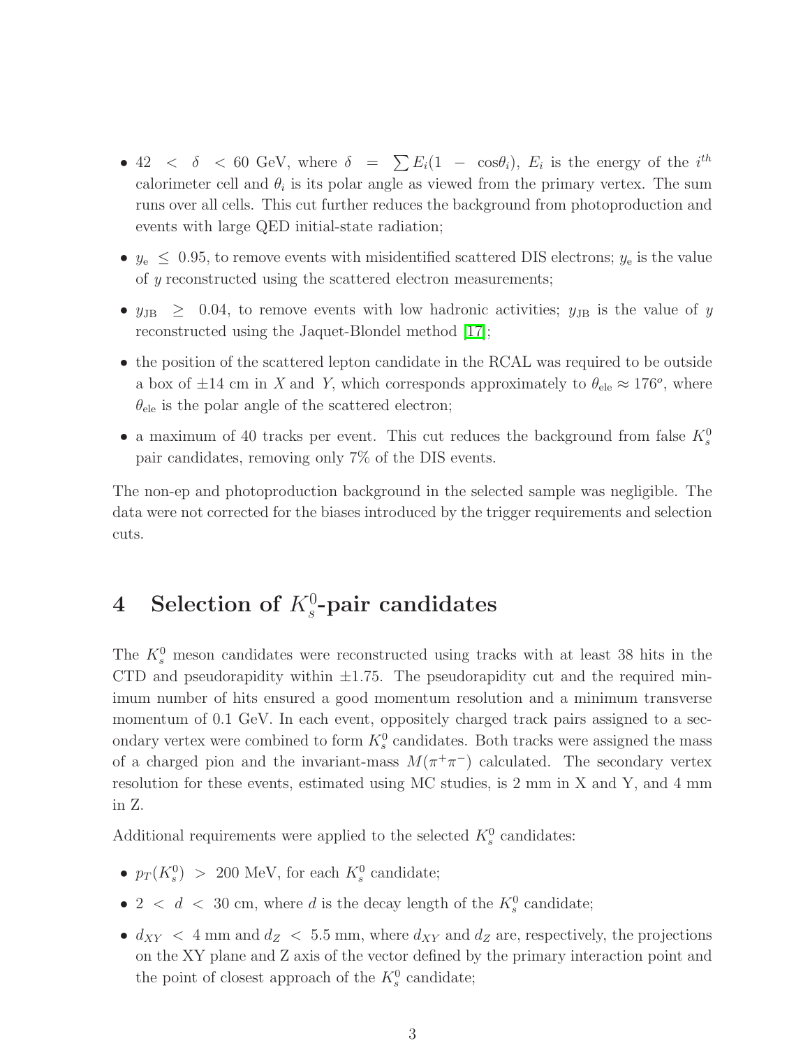- $42 < \delta < 60$ GeV, where $\delta = \sum E_i(1 - \cos\theta_i)$, $E_i$ is the energy of the $i^{th}$ calorimeter cell and $\theta_i$ is its polar angle as viewed from the primary vertex. The sum runs over all cells. This cut further reduces the background from photoproduction and events with large QED initial-state radiation;
- $y_{\rm e} \leq 0.95$, to remove events with misidentified scattered DIS electrons; $y_{\rm e}$ is the value of $y$ reconstructed using the scattered electron measurements;
- $y_{\rm JB} \geq 0.04$, to remove events with low hadronic activities; $y_{\rm JB}$ is the value of $y$ reconstructed using the Jaquet-Blondel method [17];
- the position of the scattered lepton candidate in the RCAL was required to be outside a box of $\pm 14$ cm in $X$ and $Y$, which corresponds approximately to $\theta_{\rm ele} \approx 176^o$, where $\theta_{\rm ele}$ is the polar angle of the scattered electron;
- a maximum of 40 tracks per event. This cut reduces the background from false $K^0_s$ pair candidates, removing only 7% of the DIS events.

The non-ep and photoproduction background in the selected sample was negligible. The data were not corrected for the biases introduced by the trigger requirements and selection cuts.

# 4 Selection of $K^0_s$-pair candidates

The $K^0_s$ meson candidates were reconstructed using tracks with at least 38 hits in the CTD and pseudorapidity within $\pm 1.75$. The pseudorapidity cut and the required minimum number of hits ensured a good momentum resolution and a minimum transverse momentum of 0.1 GeV. In each event, oppositely charged track pairs assigned to a secondary vertex were combined to form $K^0_s$ candidates. Both tracks were assigned the mass of a charged pion and the invariant-mass $M(\pi^+\pi^-)$ calculated. The secondary vertex resolution for these events, estimated using MC studies, is 2 mm in X and Y, and 4 mm in Z.

Additional requirements were applied to the selected $K^0_s$ candidates:

- $p_T(K^0_s) > 200$ MeV, for each $K^0_s$ candidate;
- $2 < d < 30$ cm, where $d$ is the decay length of the $K^0_s$ candidate;
- $d_{XY} < 4$ mm and $d_Z < 5.5$ mm, where $d_{XY}$ and $d_Z$ are, respectively, the projections on the XY plane and Z axis of the vector defined by the primary interaction point and the point of closest approach of the $K^0_s$ candidate;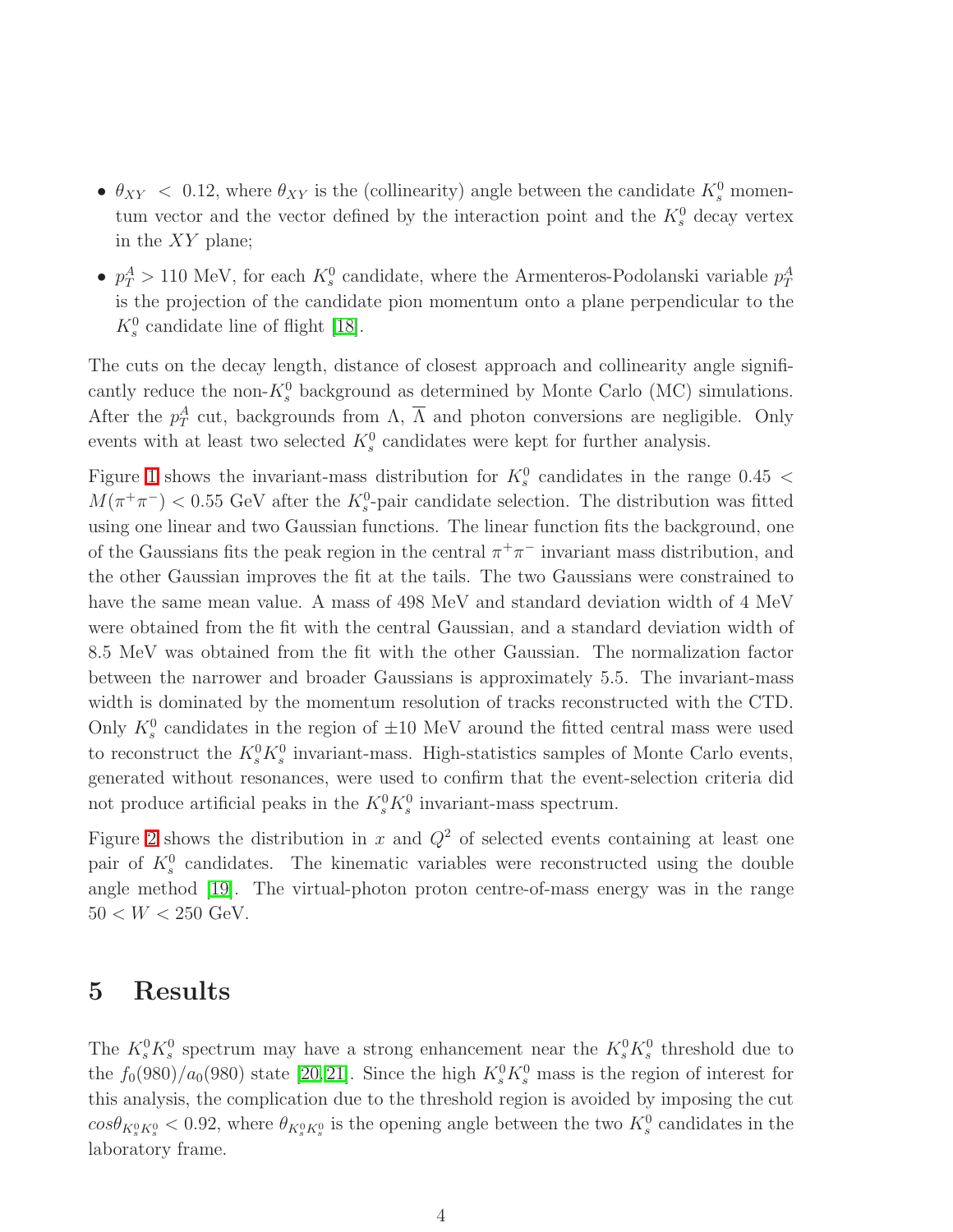- $\theta_{XY} < 0.12$, where $\theta_{XY}$ is the (collinearity) angle between the candidate $K_s^0$ momentum vector and the vector defined by the interaction point and the $K_s^0$ decay vertex in the $XY$ plane;
- $p_T^A > 110$ MeV, for each $K_s^0$ candidate, where the Armenteros-Podolanski variable $p_T^A$ is the projection of the candidate pion momentum onto a plane perpendicular to the $K_s^0$ candidate line of flight [18].

The cuts on the decay length, distance of closest approach and collinearity angle significantly reduce the non-$K_s^0$ background as determined by Monte Carlo (MC) simulations. After the $p_T^A$ cut, backgrounds from $\Lambda$, $\overline{\Lambda}$ and photon conversions are negligible. Only events with at least two selected $K_s^0$ candidates were kept for further analysis.

Figure 1 shows the invariant-mass distribution for $K_s^0$ candidates in the range $0.45 < M(\pi^+\pi^-) < 0.55$ GeV after the $K_s^0$-pair candidate selection. The distribution was fitted using one linear and two Gaussian functions. The linear function fits the background, one of the Gaussians fits the peak region in the central $\pi^+\pi^-$ invariant mass distribution, and the other Gaussian improves the fit at the tails. The two Gaussians were constrained to have the same mean value. A mass of 498 MeV and standard deviation width of 4 MeV were obtained from the fit with the central Gaussian, and a standard deviation width of 8.5 MeV was obtained from the fit with the other Gaussian. The normalization factor between the narrower and broader Gaussians is approximately 5.5. The invariant-mass width is dominated by the momentum resolution of tracks reconstructed with the CTD. Only $K_s^0$ candidates in the region of $\pm 10$ MeV around the fitted central mass were used to reconstruct the $K_s^0 K_s^0$ invariant-mass. High-statistics samples of Monte Carlo events, generated without resonances, were used to confirm that the event-selection criteria did not produce artificial peaks in the $K_s^0 K_s^0$ invariant-mass spectrum.

Figure 2 shows the distribution in $x$ and $Q^2$ of selected events containing at least one pair of $K_s^0$ candidates. The kinematic variables were reconstructed using the double angle method [19]. The virtual-photon proton centre-of-mass energy was in the range $50 < W < 250$ GeV.

# 5 Results

The $K_s^0 K_s^0$ spectrum may have a strong enhancement near the $K_s^0 K_s^0$ threshold due to the $f_0(980)/a_0(980)$ state [20,21]. Since the high $K_s^0 K_s^0$ mass is the region of interest for this analysis, the complication due to the threshold region is avoided by imposing the cut $cos\theta_{K_s^0 K_s^0} < 0.92$, where $\theta_{K_s^0 K_s^0}$ is the opening angle between the two $K_s^0$ candidates in the laboratory frame.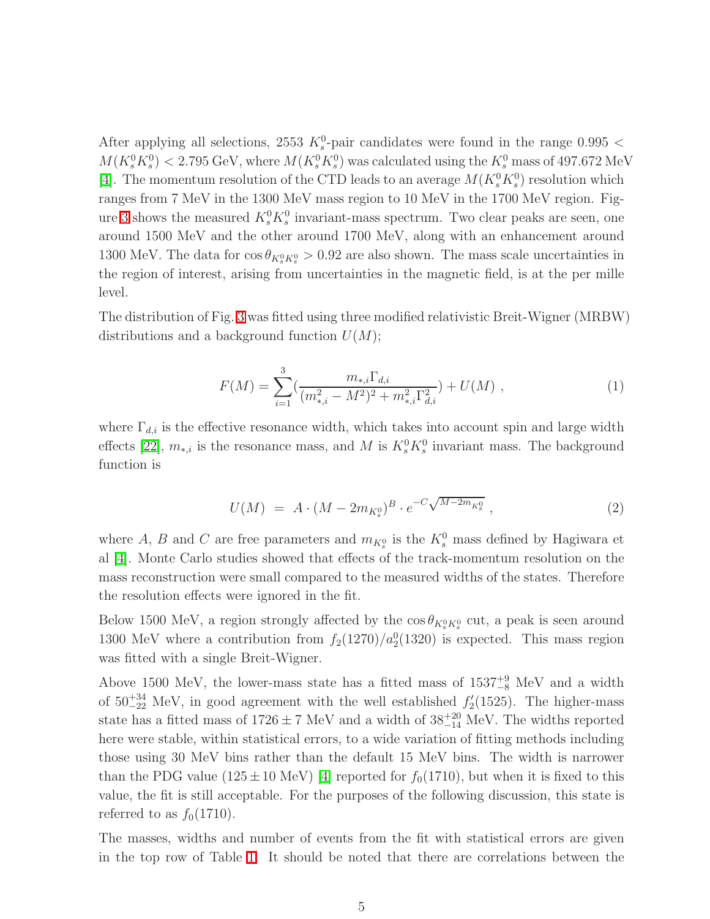After applying all selections, 2553 $K_s^0$-pair candidates were found in the range $0.995 < M(K_s^0 K_s^0) < 2.795$ GeV, where $M(K_s^0 K_s^0)$ was calculated using the $K_s^0$ mass of 497.672 MeV [4]. The momentum resolution of the CTD leads to an average $M(K_s^0 K_s^0)$ resolution which ranges from 7 MeV in the 1300 MeV mass region to 10 MeV in the 1700 MeV region. Figure 3 shows the measured $K_s^0 K_s^0$ invariant-mass spectrum. Two clear peaks are seen, one around 1500 MeV and the other around 1700 MeV, along with an enhancement around 1300 MeV. The data for $\cos\theta_{K_s^0 K_s^0} > 0.92$ are also shown. The mass scale uncertainties in the region of interest, arising from uncertainties in the magnetic field, is at the per mille level.

The distribution of Fig. 3 was fitted using three modified relativistic Breit-Wigner (MRBW) distributions and a background function $U(M)$;

$$F(M) = \sum_{i=1}^{3} \left( \frac{m_{*,i}\Gamma_{d,i}}{(m_{*,i}^2 - M^2)^2 + m_{*,i}^2 \Gamma_{d,i}^2} \right) + U(M) \ , \tag{1}$$

where $\Gamma_{d,i}$ is the effective resonance width, which takes into account spin and large width effects [22], $m_{*,i}$ is the resonance mass, and $M$ is $K_s^0 K_s^0$ invariant mass. The background function is

$$U(M) \ = \ A \cdot (M - 2m_{K_s^0})^B \cdot e^{-C\sqrt{M - 2m_{K_s^0}}} \ , \tag{2}$$

where $A$, $B$ and $C$ are free parameters and $m_{K_s^0}$ is the $K_s^0$ mass defined by Hagiwara et al [4]. Monte Carlo studies showed that effects of the track-momentum resolution on the mass reconstruction were small compared to the measured widths of the states. Therefore the resolution effects were ignored in the fit.

Below 1500 MeV, a region strongly affected by the $\cos\theta_{K_s^0 K_s^0}$ cut, a peak is seen around 1300 MeV where a contribution from $f_2(1270)/a_2^0(1320)$ is expected. This mass region was fitted with a single Breit-Wigner.

Above 1500 MeV, the lower-mass state has a fitted mass of $1537^{+9}_{-8}$ MeV and a width of $50^{+34}_{-22}$ MeV, in good agreement with the well established $f_2'(1525)$. The higher-mass state has a fitted mass of $1726 \pm 7$ MeV and a width of $38^{+20}_{-14}$ MeV. The widths reported here were stable, within statistical errors, to a wide variation of fitting methods including those using 30 MeV bins rather than the default 15 MeV bins. The width is narrower than the PDG value ($125 \pm 10$ MeV) [4] reported for $f_0(1710)$, but when it is fixed to this value, the fit is still acceptable. For the purposes of the following discussion, this state is referred to as $f_0(1710)$.

The masses, widths and number of events from the fit with statistical errors are given in the top row of Table 1. It should be noted that there are correlations between the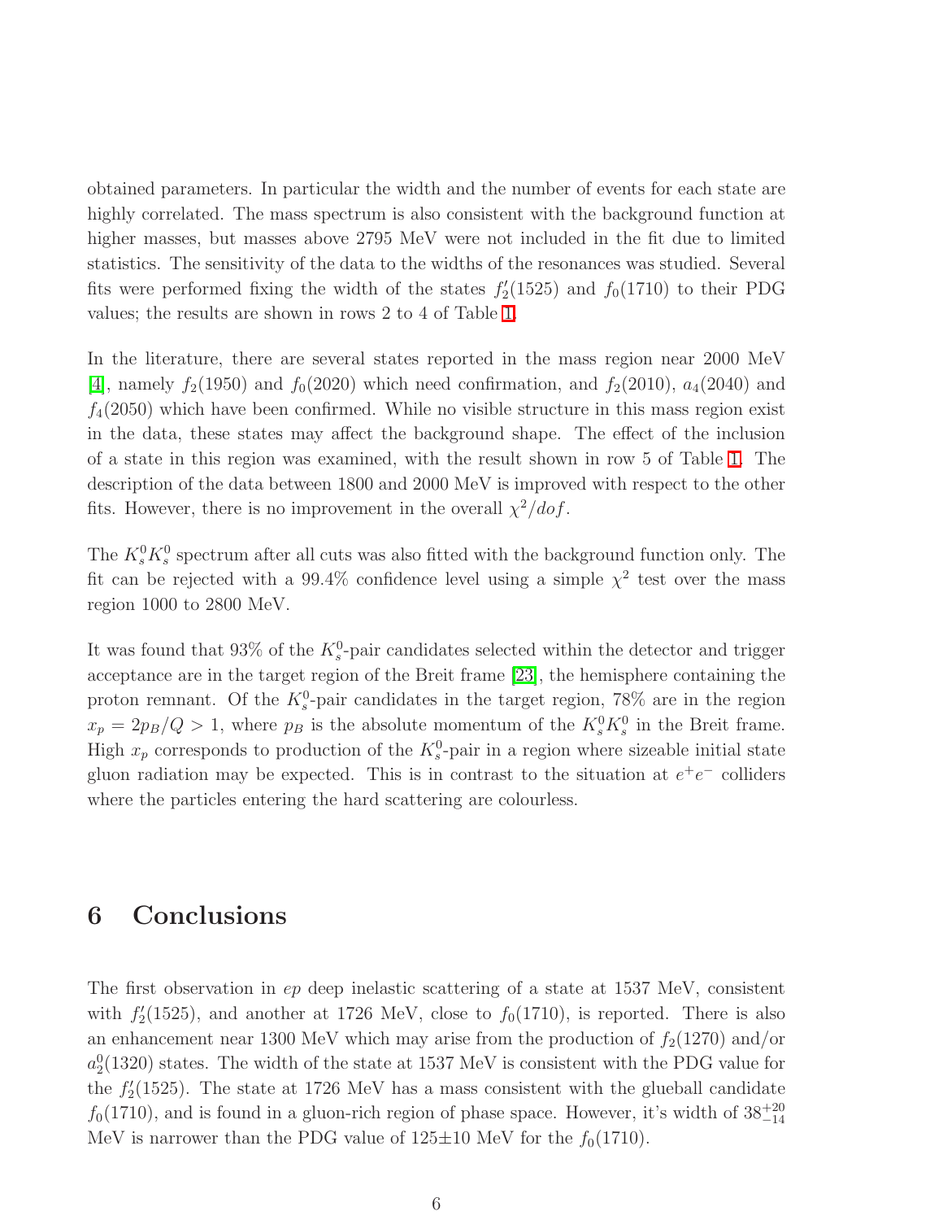obtained parameters. In particular the width and the number of events for each state are highly correlated. The mass spectrum is also consistent with the background function at higher masses, but masses above 2795 MeV were not included in the fit due to limited statistics. The sensitivity of the data to the widths of the resonances was studied. Several fits were performed fixing the width of the states $f_2'(1525)$ and $f_0(1710)$ to their PDG values; the results are shown in rows 2 to 4 of Table 1.

In the literature, there are several states reported in the mass region near 2000 MeV [4], namely $f_2(1950)$ and $f_0(2020)$ which need confirmation, and $f_2(2010)$, $a_4(2040)$ and $f_4(2050)$ which have been confirmed. While no visible structure in this mass region exist in the data, these states may affect the background shape. The effect of the inclusion of a state in this region was examined, with the result shown in row 5 of Table 1. The description of the data between 1800 and 2000 MeV is improved with respect to the other fits. However, there is no improvement in the overall $\chi^2/dof$.

The $K_s^0K_s^0$ spectrum after all cuts was also fitted with the background function only. The fit can be rejected with a 99.4% confidence level using a simple $\chi^2$ test over the mass region 1000 to 2800 MeV.

It was found that 93% of the $K_s^0$-pair candidates selected within the detector and trigger acceptance are in the target region of the Breit frame [23], the hemisphere containing the proton remnant. Of the $K_s^0$-pair candidates in the target region, 78% are in the region $x_p = 2p_B/Q > 1$, where $p_B$ is the absolute momentum of the $K_s^0K_s^0$ in the Breit frame. High $x_p$ corresponds to production of the $K_s^0$-pair in a region where sizeable initial state gluon radiation may be expected. This is in contrast to the situation at $e^+e^-$ colliders where the particles entering the hard scattering are colourless.

# 6 Conclusions

The first observation in $ep$ deep inelastic scattering of a state at 1537 MeV, consistent with $f_2'(1525)$, and another at 1726 MeV, close to $f_0(1710)$, is reported. There is also an enhancement near 1300 MeV which may arise from the production of $f_2(1270)$ and/or $a_2^0(1320)$ states. The width of the state at 1537 MeV is consistent with the PDG value for the $f_2'(1525)$. The state at 1726 MeV has a mass consistent with the glueball candidate $f_0(1710)$, and is found in a gluon-rich region of phase space. However, it's width of $38^{+20}_{-14}$ MeV is narrower than the PDG value of 125±10 MeV for the $f_0(1710)$.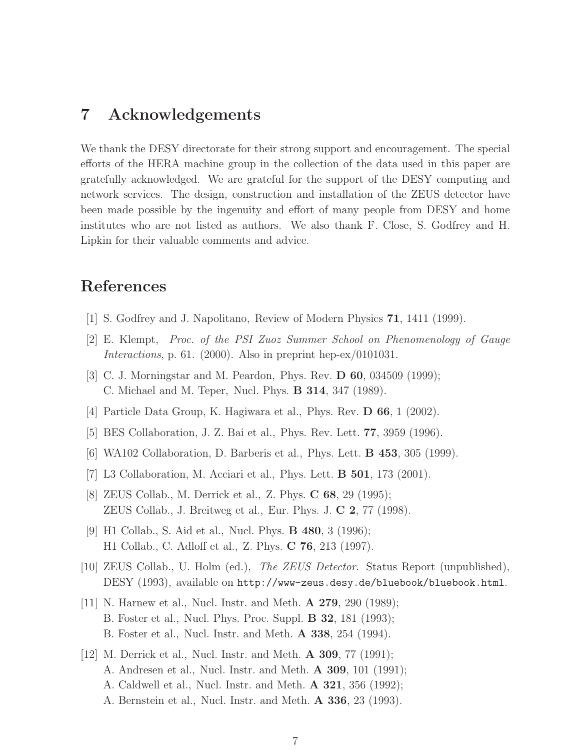## 7 Acknowledgements

We thank the DESY directorate for their strong support and encouragement. The special efforts of the HERA machine group in the collection of the data used in this paper are gratefully acknowledged. We are grateful for the support of the DESY computing and network services. The design, construction and installation of the ZEUS detector have been made possible by the ingenuity and effort of many people from DESY and home institutes who are not listed as authors. We also thank F. Close, S. Godfrey and H. Lipkin for their valuable comments and advice.

## References

[1] S. Godfrey and J. Napolitano, Review of Modern Physics **71**, 1411 (1999).

[2] E. Klempt, *Proc. of the PSI Zuoz Summer School on Phenomenology of Gauge Interactions*, p. 61. (2000). Also in preprint hep-ex/0101031.

[3] C. J. Morningstar and M. Peardon, Phys. Rev. **D 60**, 034509 (1999);
C. Michael and M. Teper, Nucl. Phys. **B 314**, 347 (1989).

[4] Particle Data Group, K. Hagiwara et al., Phys. Rev. **D 66**, 1 (2002).

[5] BES Collaboration, J. Z. Bai et al., Phys. Rev. Lett. **77**, 3959 (1996).

[6] WA102 Collaboration, D. Barberis et al., Phys. Lett. **B 453**, 305 (1999).

[7] L3 Collaboration, M. Acciari et al., Phys. Lett. **B 501**, 173 (2001).

[8] ZEUS Collab., M. Derrick et al., Z. Phys. **C 68**, 29 (1995);
ZEUS Collab., J. Breitweg et al., Eur. Phys. J. **C 2**, 77 (1998).

[9] H1 Collab., S. Aid et al., Nucl. Phys. **B 480**, 3 (1996);
H1 Collab., C. Adloff et al., Z. Phys. **C 76**, 213 (1997).

[10] ZEUS Collab., U. Holm (ed.), *The ZEUS Detector*. Status Report (unpublished), DESY (1993), available on `http://www-zeus.desy.de/bluebook/bluebook.html`.

[11] N. Harnew et al., Nucl. Instr. and Meth. **A 279**, 290 (1989);
B. Foster et al., Nucl. Phys. Proc. Suppl. **B 32**, 181 (1993);
B. Foster et al., Nucl. Instr. and Meth. **A 338**, 254 (1994).

[12] M. Derrick et al., Nucl. Instr. and Meth. **A 309**, 77 (1991);
A. Andresen et al., Nucl. Instr. and Meth. **A 309**, 101 (1991);
A. Caldwell et al., Nucl. Instr. and Meth. **A 321**, 356 (1992);
A. Bernstein et al., Nucl. Instr. and Meth. **A 336**, 23 (1993).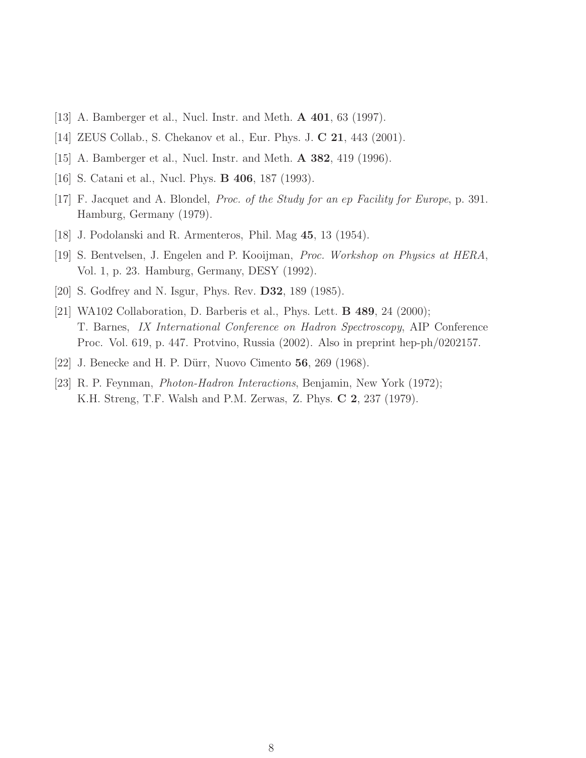[13] A. Bamberger et al., Nucl. Instr. and Meth. **A 401**, 63 (1997).

[14] ZEUS Collab., S. Chekanov et al., Eur. Phys. J. **C 21**, 443 (2001).

[15] A. Bamberger et al., Nucl. Instr. and Meth. **A 382**, 419 (1996).

[16] S. Catani et al., Nucl. Phys. **B 406**, 187 (1993).

[17] F. Jacquet and A. Blondel, *Proc. of the Study for an ep Facility for Europe*, p. 391. Hamburg, Germany (1979).

[18] J. Podolanski and R. Armenteros, Phil. Mag **45**, 13 (1954).

[19] S. Bentvelsen, J. Engelen and P. Kooijman, *Proc. Workshop on Physics at HERA*, Vol. 1, p. 23. Hamburg, Germany, DESY (1992).

[20] S. Godfrey and N. Isgur, Phys. Rev. **D32**, 189 (1985).

[21] WA102 Collaboration, D. Barberis et al., Phys. Lett. **B 489**, 24 (2000); T. Barnes, *IX International Conference on Hadron Spectroscopy*, AIP Conference Proc. Vol. 619, p. 447. Protvino, Russia (2002). Also in preprint hep-ph/0202157.

[22] J. Benecke and H. P. Dürr, Nuovo Cimento **56**, 269 (1968).

[23] R. P. Feynman, *Photon-Hadron Interactions*, Benjamin, New York (1972); K.H. Streng, T.F. Walsh and P.M. Zerwas, Z. Phys. **C 2**, 237 (1979).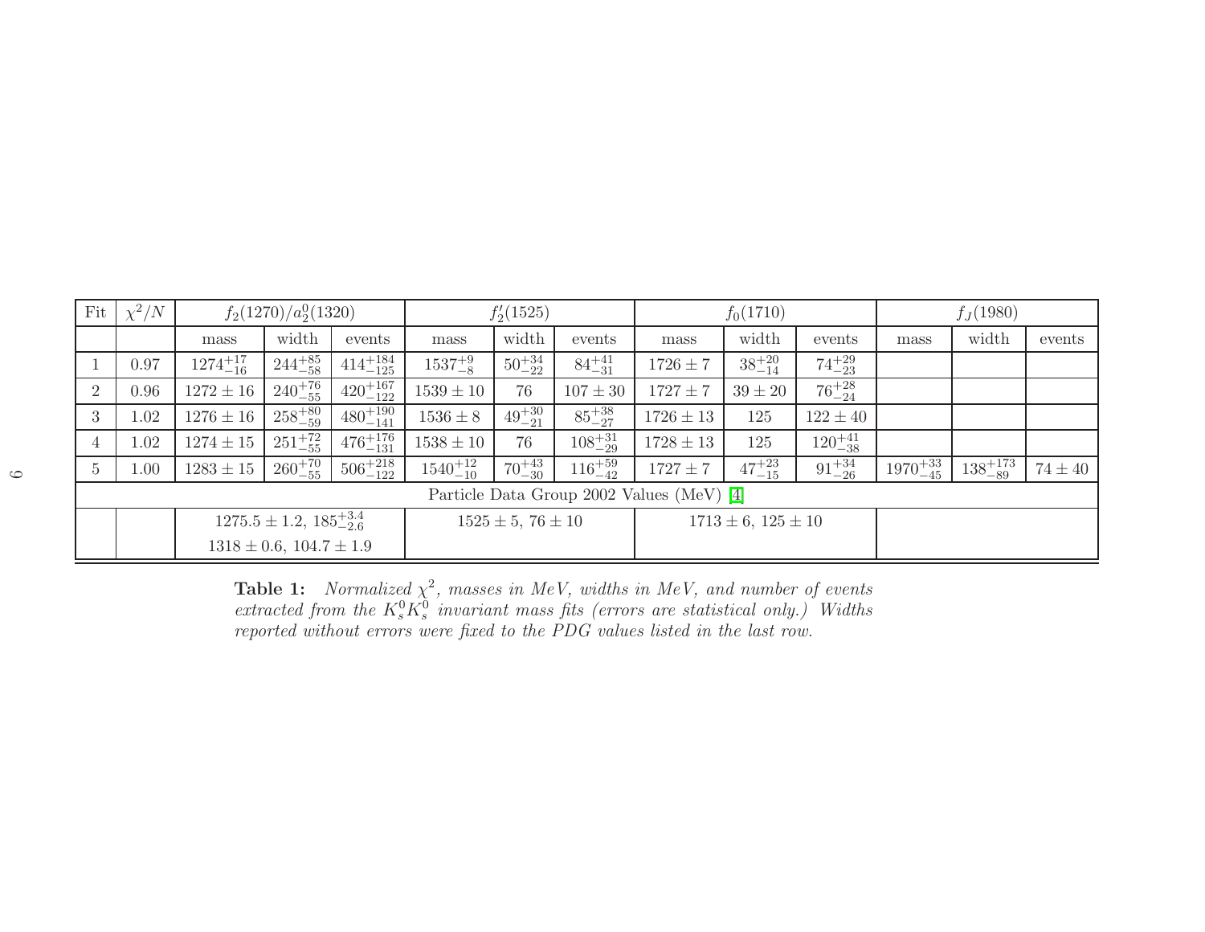| Fit | $\chi^2/N$ | $f_2(1270)/a_2^0(1320)$ | | | $f_2'(1525)$ | | | $f_0(1710)$ | | | $f_J(1980)$ | | |
|---|---|---|---|---|---|---|---|---|---|---|---|---|---|
| | | mass | width | events | mass | width | events | mass | width | events | mass | width | events |
| 1 | 0.97 | $1274^{+17}_{-16}$ | $244^{+85}_{-58}$ | $414^{+184}_{-125}$ | $1537^{+9}_{-8}$ | $50^{+34}_{-22}$ | $84^{+41}_{-31}$ | $1726 \pm 7$ | $38^{+20}_{-14}$ | $74^{+29}_{-23}$ | | | |
| 2 | 0.96 | $1272 \pm 16$ | $240^{+76}_{-55}$ | $420^{+167}_{-122}$ | $1539 \pm 10$ | 76 | $107 \pm 30$ | $1727 \pm 7$ | $39 \pm 20$ | $76^{+28}_{-24}$ | | | |
| 3 | 1.02 | $1276 \pm 16$ | $258^{+80}_{-59}$ | $480^{+190}_{-141}$ | $1536 \pm 8$ | $49^{+30}_{-21}$ | $85^{+38}_{-27}$ | $1726 \pm 13$ | 125 | $122 \pm 40$ | | | |
| 4 | 1.02 | $1274 \pm 15$ | $251^{+72}_{-55}$ | $476^{+176}_{-131}$ | $1538 \pm 10$ | 76 | $108^{+31}_{-29}$ | $1728 \pm 13$ | 125 | $120^{+41}_{-38}$ | | | |
| 5 | 1.00 | $1283 \pm 15$ | $260^{+70}_{-55}$ | $506^{+218}_{-122}$ | $1540^{+12}_{-10}$ | $70^{+43}_{-30}$ | $116^{+59}_{-42}$ | $1727 \pm 7$ | $47^{+23}_{-15}$ | $91^{+34}_{-26}$ | $1970^{+33}_{-45}$ | $138^{+173}_{-89}$ | $74 \pm 40$ |
| Particle Data Group 2002 Values (MeV) [4] | | | | | | | | | | | | | |
| | | $1275.5 \pm 1.2$, $185^{+3.4}_{-2.6}$; $1318 \pm 0.6$, $104.7 \pm 1.9$ | | | $1525 \pm 5$, $76 \pm 10$ | | | $1713 \pm 6$, $125 \pm 10$ | | | | | |

**Table 1:** *Normalized $\chi^2$, masses in MeV, widths in MeV, and number of events extracted from the $K_s^0 K_s^0$ invariant mass fits (errors are statistical only.) Widths reported without errors were fixed to the PDG values listed in the last row.*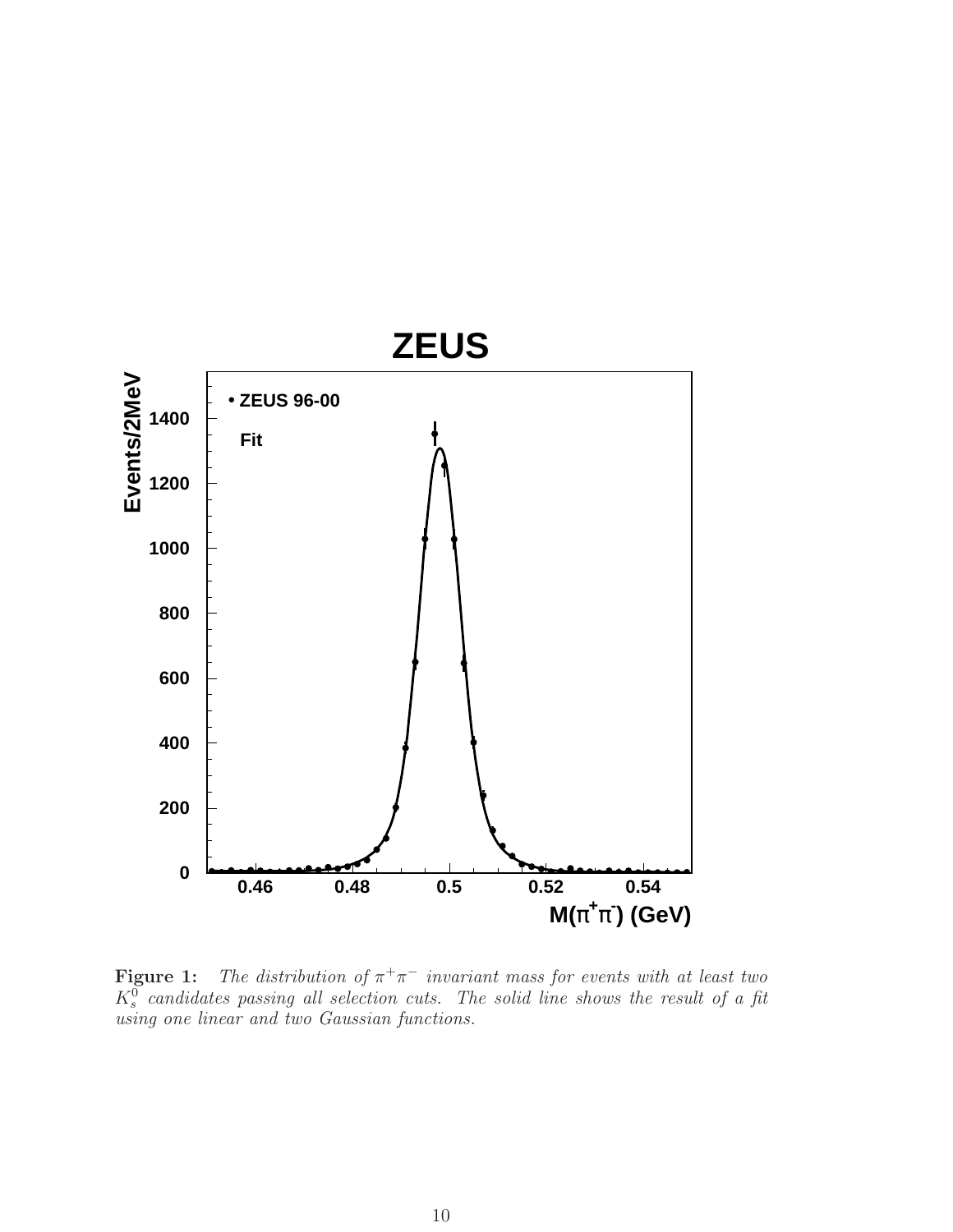**Figure 1:** *The distribution of $\pi^+\pi^-$ invariant mass for events with at least two $K_s^0$ candidates passing all selection cuts. The solid line shows the result of a fit using one linear and two Gaussian functions.*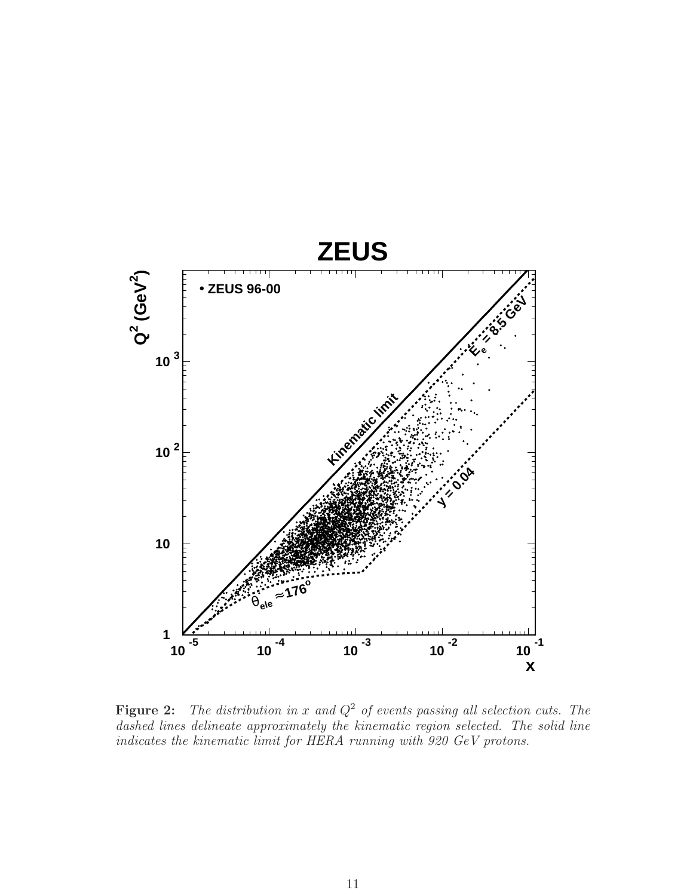**Figure 2:** *The distribution in $x$ and $Q^2$ of events passing all selection cuts. The dashed lines delineate approximately the kinematic region selected. The solid line indicates the kinematic limit for HERA running with 920 GeV protons.*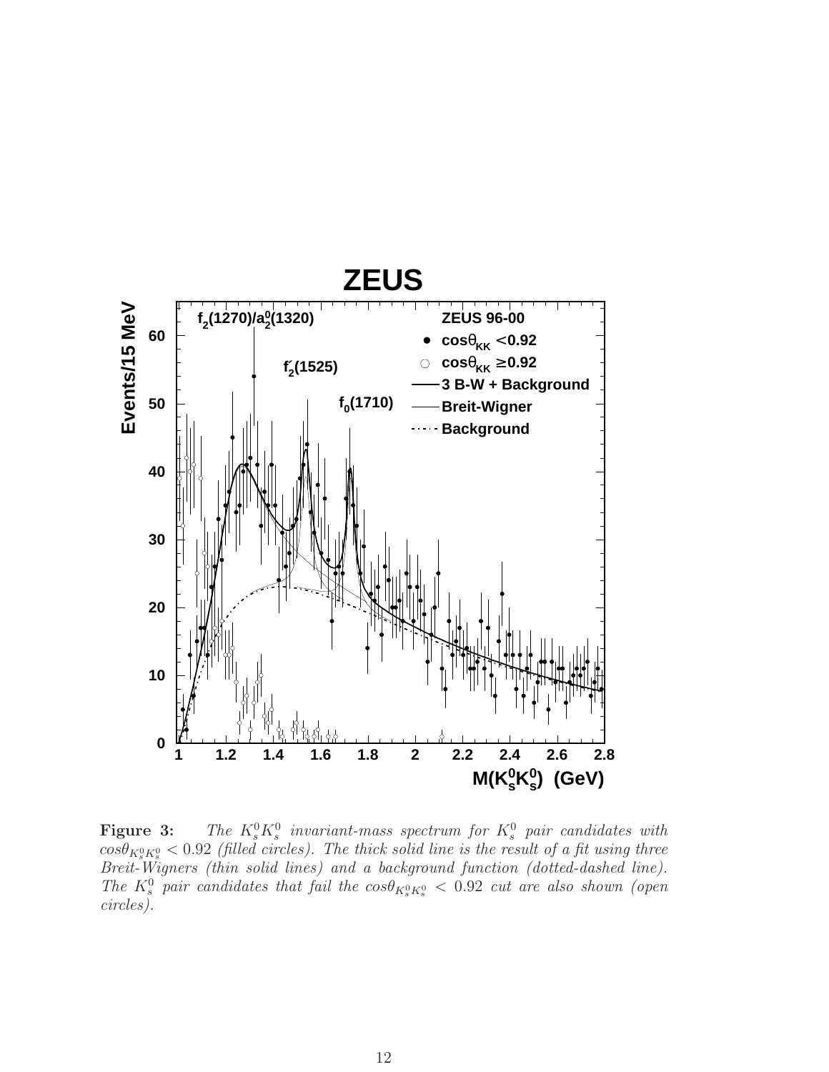ZEUS

Events/15 MeV

$f_2(1270)/a_2^0(1320)$

$f_2'(1525)$

$f_0(1710)$

ZEUS 96-00

$\cos\theta_{KK} < 0.92$

$\cos\theta_{KK} \geq 0.92$

3 B-W + Background

Breit-Wigner

Background

0
10
20
30
40
50
60

1
1.2
1.4
1.6
1.8
2
2.2
2.4
2.6
2.8

$M(K_s^0 K_s^0)$ (GeV)

**Figure 3:** *The $K_s^0 K_s^0$ invariant-mass spectrum for $K_s^0$ pair candidates with $cos\theta_{K_s^0 K_s^0} < 0.92$ (filled circles). The thick solid line is the result of a fit using three Breit-Wigners (thin solid lines) and a background function (dotted-dashed line). The $K_s^0$ pair candidates that fail the $cos\theta_{K_s^0 K_s^0} < 0.92$ cut are also shown (open circles).*